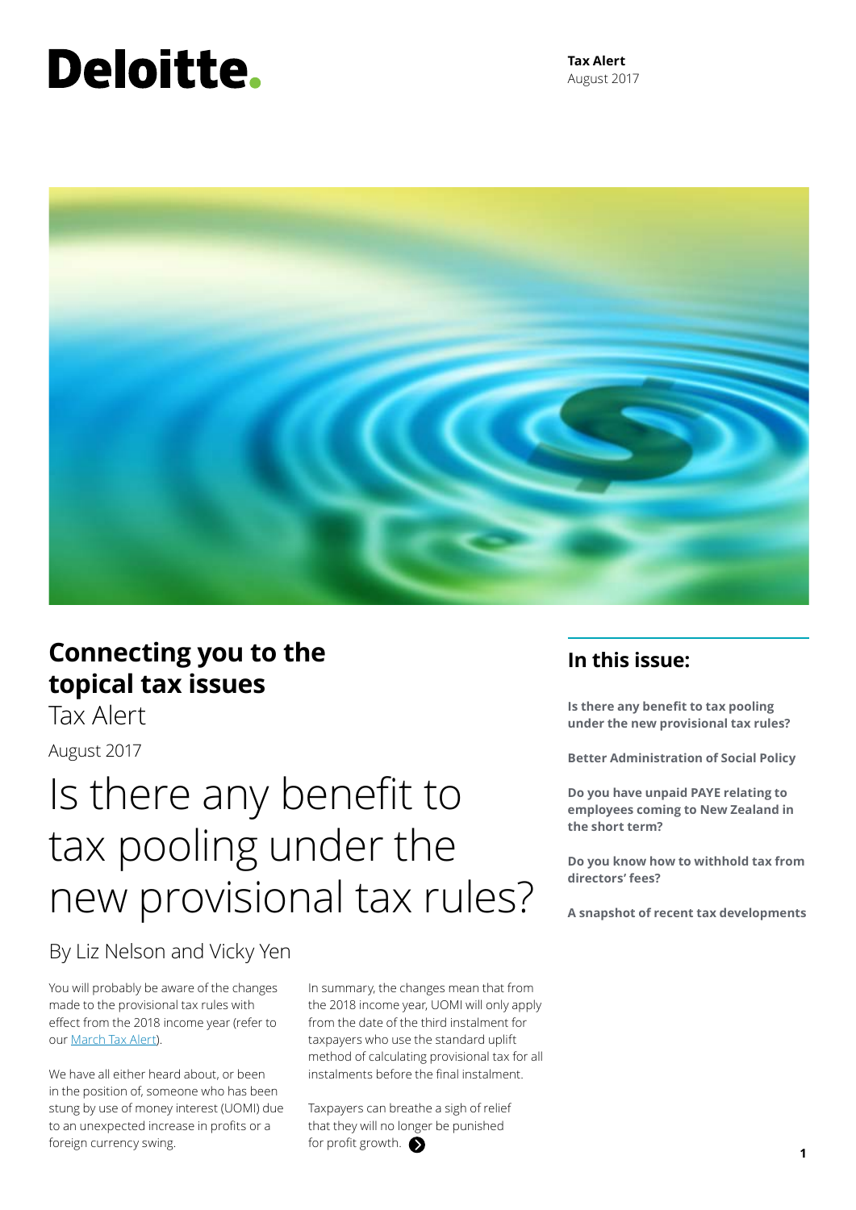Deloitte.

**Tax Alert**
August 2017

## Connecting you to the topical tax issues

Tax Alert

August 2017

# Is there any benefit to tax pooling under the new provisional tax rules?

By Liz Nelson and Vicky Yen

You will probably be aware of the changes made to the provisional tax rules with effect from the 2018 income year (refer to our [March Tax Alert](March Tax Alert)).

We have all either heard about, or been in the position of, someone who has been stung by use of money interest (UOMI) due to an unexpected increase in profits or a foreign currency swing.

In summary, the changes mean that from the 2018 income year, UOMI will only apply from the date of the third instalment for taxpayers who use the standard uplift method of calculating provisional tax for all instalments before the final instalment.

Taxpayers can breathe a sigh of relief that they will no longer be punished for profit growth.

## In this issue:

**Is there any benefit to tax pooling under the new provisional tax rules?**

**Better Administration of Social Policy**

**Do you have unpaid PAYE relating to employees coming to New Zealand in the short term?**

**Do you know how to withhold tax from directors' fees?**

**A snapshot of recent tax developments**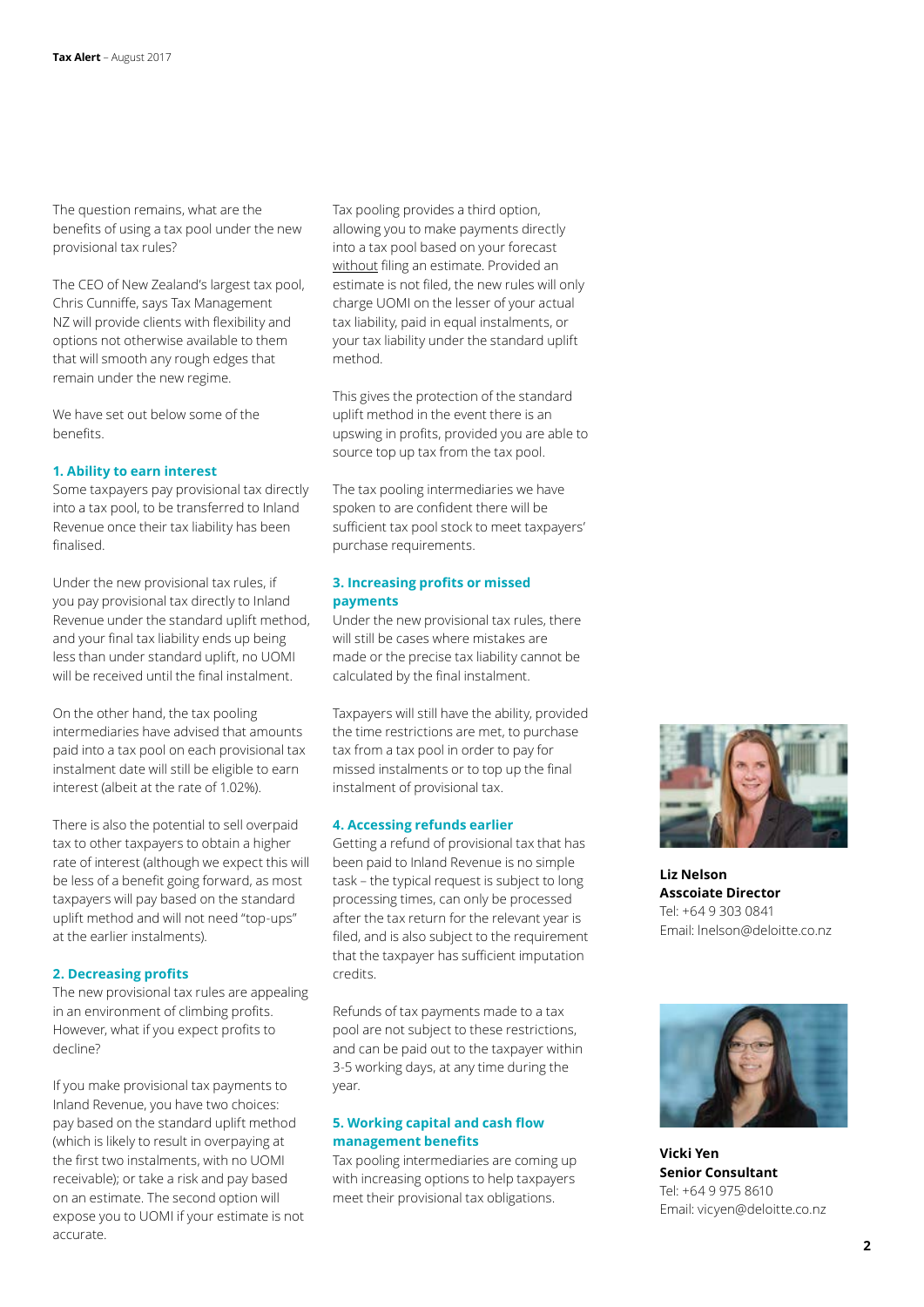The question remains, what are the benefits of using a tax pool under the new provisional tax rules?

The CEO of New Zealand's largest tax pool, Chris Cunniffe, says Tax Management NZ will provide clients with flexibility and options not otherwise available to them that will smooth any rough edges that remain under the new regime.

We have set out below some of the benefits.

### 1. Ability to earn interest

Some taxpayers pay provisional tax directly into a tax pool, to be transferred to Inland Revenue once their tax liability has been finalised.

Under the new provisional tax rules, if you pay provisional tax directly to Inland Revenue under the standard uplift method, and your final tax liability ends up being less than under standard uplift, no UOMI will be received until the final instalment.

On the other hand, the tax pooling intermediaries have advised that amounts paid into a tax pool on each provisional tax instalment date will still be eligible to earn interest (albeit at the rate of 1.02%).

There is also the potential to sell overpaid tax to other taxpayers to obtain a higher rate of interest (although we expect this will be less of a benefit going forward, as most taxpayers will pay based on the standard uplift method and will not need "top-ups" at the earlier instalments).

### 2. Decreasing profits

The new provisional tax rules are appealing in an environment of climbing profits. However, what if you expect profits to decline?

If you make provisional tax payments to Inland Revenue, you have two choices: pay based on the standard uplift method (which is likely to result in overpaying at the first two instalments, with no UOMI receivable); or take a risk and pay based on an estimate. The second option will expose you to UOMI if your estimate is not accurate.

Tax pooling provides a third option, allowing you to make payments directly into a tax pool based on your forecast <u>without</u> filing an estimate. Provided an estimate is not filed, the new rules will only charge UOMI on the lesser of your actual tax liability, paid in equal instalments, or your tax liability under the standard uplift method.

This gives the protection of the standard uplift method in the event there is an upswing in profits, provided you are able to source top up tax from the tax pool.

The tax pooling intermediaries we have spoken to are confident there will be sufficient tax pool stock to meet taxpayers' purchase requirements.

### 3. Increasing profits or missed payments

Under the new provisional tax rules, there will still be cases where mistakes are made or the precise tax liability cannot be calculated by the final instalment.

Taxpayers will still have the ability, provided the time restrictions are met, to purchase tax from a tax pool in order to pay for missed instalments or to top up the final instalment of provisional tax.

### 4. Accessing refunds earlier

Getting a refund of provisional tax that has been paid to Inland Revenue is no simple task – the typical request is subject to long processing times, can only be processed after the tax return for the relevant year is filed, and is also subject to the requirement that the taxpayer has sufficient imputation credits.

Refunds of tax payments made to a tax pool are not subject to these restrictions, and can be paid out to the taxpayer within 3-5 working days, at any time during the year.

### 5. Working capital and cash flow management benefits

Tax pooling intermediaries are coming up with increasing options to help taxpayers meet their provisional tax obligations.

**Liz Nelson**
**Asscoiate Director**
Tel: +64 9 303 0841
Email: lnelson@deloitte.co.nz

**Vicki Yen**
**Senior Consultant**
Tel: +64 9 975 8610
Email: vicyen@deloitte.co.nz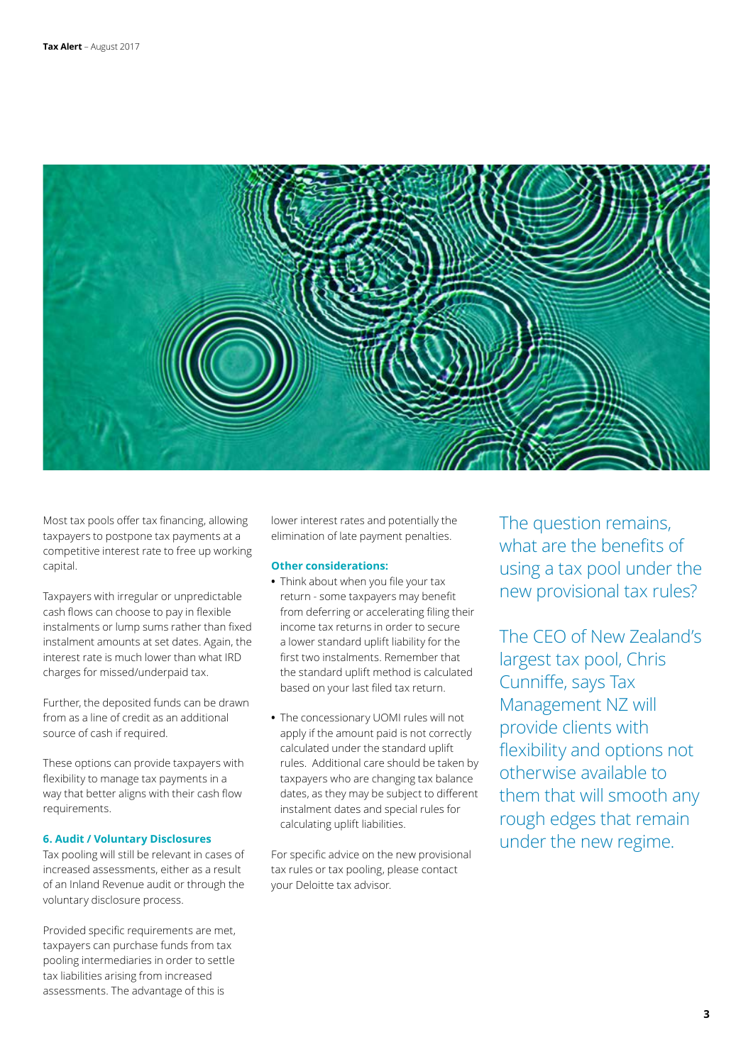Most tax pools offer tax financing, allowing taxpayers to postpone tax payments at a competitive interest rate to free up working capital.

Taxpayers with irregular or unpredictable cash flows can choose to pay in flexible instalments or lump sums rather than fixed instalment amounts at set dates. Again, the interest rate is much lower than what IRD charges for missed/underpaid tax.

Further, the deposited funds can be drawn from as a line of credit as an additional source of cash if required.

These options can provide taxpayers with flexibility to manage tax payments in a way that better aligns with their cash flow requirements.

### 6. Audit / Voluntary Disclosures

Tax pooling will still be relevant in cases of increased assessments, either as a result of an Inland Revenue audit or through the voluntary disclosure process.

Provided specific requirements are met, taxpayers can purchase funds from tax pooling intermediaries in order to settle tax liabilities arising from increased assessments. The advantage of this is lower interest rates and potentially the elimination of late payment penalties.

### Other considerations:

- Think about when you file your tax return - some taxpayers may benefit from deferring or accelerating filing their income tax returns in order to secure a lower standard uplift liability for the first two instalments. Remember that the standard uplift method is calculated based on your last filed tax return.
- The concessionary UOMI rules will not apply if the amount paid is not correctly calculated under the standard uplift rules. Additional care should be taken by taxpayers who are changing tax balance dates, as they may be subject to different instalment dates and special rules for calculating uplift liabilities.

For specific advice on the new provisional tax rules or tax pooling, please contact your Deloitte tax advisor.

The question remains, what are the benefits of using a tax pool under the new provisional tax rules?

The CEO of New Zealand's largest tax pool, Chris Cunniffe, says Tax Management NZ will provide clients with flexibility and options not otherwise available to them that will smooth any rough edges that remain under the new regime.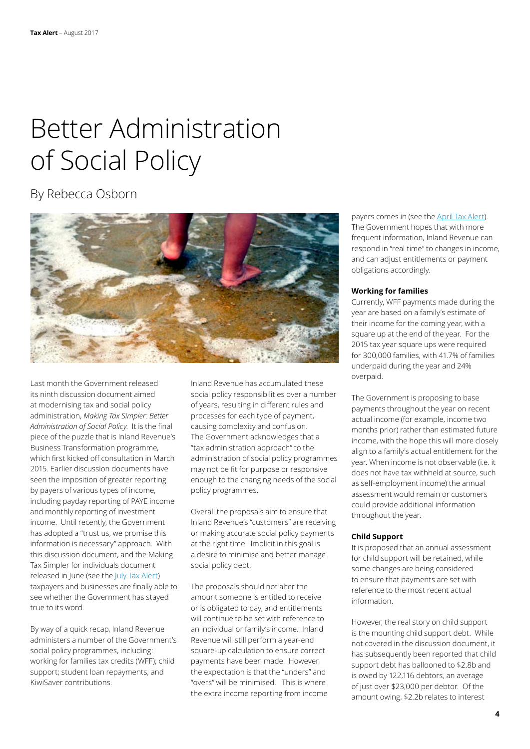# Better Administration of Social Policy

By Rebecca Osborn

Last month the Government released its ninth discussion document aimed at modernising tax and social policy administration, *Making Tax Simpler: Better Administration of Social Policy.* It is the final piece of the puzzle that is Inland Revenue's Business Transformation programme, which first kicked off consultation in March 2015. Earlier discussion documents have seen the imposition of greater reporting by payers of various types of income, including payday reporting of PAYE income and monthly reporting of investment income. Until recently, the Government has adopted a "trust us, we promise this information is necessary" approach. With this discussion document, and the Making Tax Simpler for individuals document released in June (see the July Tax Alert) taxpayers and businesses are finally able to see whether the Government has stayed true to its word.

By way of a quick recap, Inland Revenue administers a number of the Government's social policy programmes, including: working for families tax credits (WFF); child support; student loan repayments; and KiwiSaver contributions.

Inland Revenue has accumulated these social policy responsibilities over a number of years, resulting in different rules and processes for each type of payment, causing complexity and confusion. The Government acknowledges that a "tax administration approach" to the administration of social policy programmes may not be fit for purpose or responsive enough to the changing needs of the social policy programmes.

Overall the proposals aim to ensure that Inland Revenue's "customers" are receiving or making accurate social policy payments at the right time. Implicit in this goal is a desire to minimise and better manage social policy debt.

The proposals should not alter the amount someone is entitled to receive or is obligated to pay, and entitlements will continue to be set with reference to an individual or family's income. Inland Revenue will still perform a year-end square-up calculation to ensure correct payments have been made. However, the expectation is that the "unders" and "overs" will be minimised. This is where the extra income reporting from income payers comes in (see the April Tax Alert). The Government hopes that with more frequent information, Inland Revenue can respond in "real time" to changes in income, and can adjust entitlements or payment obligations accordingly.

**Working for families**

Currently, WFF payments made during the year are based on a family's estimate of their income for the coming year, with a square up at the end of the year. For the 2015 tax year square ups were required for 300,000 families, with 41.7% of families underpaid during the year and 24% overpaid.

The Government is proposing to base payments throughout the year on recent actual income (for example, income two months prior) rather than estimated future income, with the hope this will more closely align to a family's actual entitlement for the year. When income is not observable (i.e. it does not have tax withheld at source, such as self-employment income) the annual assessment would remain or customers could provide additional information throughout the year.

**Child Support**

It is proposed that an annual assessment for child support will be retained, while some changes are being considered to ensure that payments are set with reference to the most recent actual information.

However, the real story on child support is the mounting child support debt. While not covered in the discussion document, it has subsequently been reported that child support debt has ballooned to \$2.8b and is owed by 122,116 debtors, an average of just over \$23,000 per debtor. Of the amount owing, \$2.2b relates to interest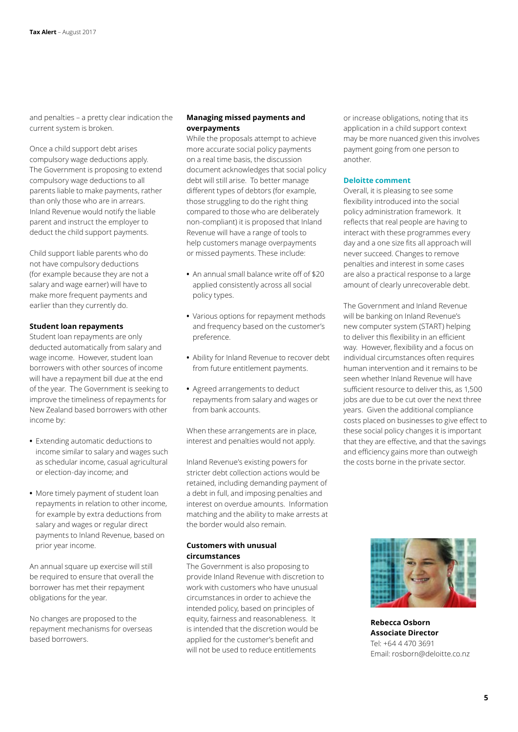and penalties – a pretty clear indication the current system is broken.

Once a child support debt arises compulsory wage deductions apply. The Government is proposing to extend compulsory wage deductions to all parents liable to make payments, rather than only those who are in arrears. Inland Revenue would notify the liable parent and instruct the employer to deduct the child support payments.

Child support liable parents who do not have compulsory deductions (for example because they are not a salary and wage earner) will have to make more frequent payments and earlier than they currently do.

**Student loan repayments**

Student loan repayments are only deducted automatically from salary and wage income. However, student loan borrowers with other sources of income will have a repayment bill due at the end of the year. The Government is seeking to improve the timeliness of repayments for New Zealand based borrowers with other income by:

- Extending automatic deductions to income similar to salary and wages such as schedular income, casual agricultural or election-day income; and
- More timely payment of student loan repayments in relation to other income, for example by extra deductions from salary and wages or regular direct payments to Inland Revenue, based on prior year income.

An annual square up exercise will still be required to ensure that overall the borrower has met their repayment obligations for the year.

No changes are proposed to the repayment mechanisms for overseas based borrowers.

**Managing missed payments and overpayments**

While the proposals attempt to achieve more accurate social policy payments on a real time basis, the discussion document acknowledges that social policy debt will still arise. To better manage different types of debtors (for example, those struggling to do the right thing compared to those who are deliberately non-compliant) it is proposed that Inland Revenue will have a range of tools to help customers manage overpayments or missed payments. These include:

- An annual small balance write off of $20 applied consistently across all social policy types.
- Various options for repayment methods and frequency based on the customer's preference.
- Ability for Inland Revenue to recover debt from future entitlement payments.
- Agreed arrangements to deduct repayments from salary and wages or from bank accounts.

When these arrangements are in place, interest and penalties would not apply.

Inland Revenue's existing powers for stricter debt collection actions would be retained, including demanding payment of a debt in full, and imposing penalties and interest on overdue amounts. Information matching and the ability to make arrests at the border would also remain.

**Customers with unusual circumstances**

The Government is also proposing to provide Inland Revenue with discretion to work with customers who have unusual circumstances in order to achieve the intended policy, based on principles of equity, fairness and reasonableness. It is intended that the discretion would be applied for the customer's benefit and will not be used to reduce entitlements or increase obligations, noting that its application in a child support context may be more nuanced given this involves payment going from one person to another.

**Deloitte comment**

Overall, it is pleasing to see some flexibility introduced into the social policy administration framework. It reflects that real people are having to interact with these programmes every day and a one size fits all approach will never succeed. Changes to remove penalties and interest in some cases are also a practical response to a large amount of clearly unrecoverable debt.

The Government and Inland Revenue will be banking on Inland Revenue's new computer system (START) helping to deliver this flexibility in an efficient way. However, flexibility and a focus on individual circumstances often requires human intervention and it remains to be seen whether Inland Revenue will have sufficient resource to deliver this, as 1,500 jobs are due to be cut over the next three years. Given the additional compliance costs placed on businesses to give effect to these social policy changes it is important that they are effective, and that the savings and efficiency gains more than outweigh the costs borne in the private sector.

**Rebecca Osborn**
**Associate Director**
Tel: +64 4 470 3691
Email: rosborn@deloitte.co.nz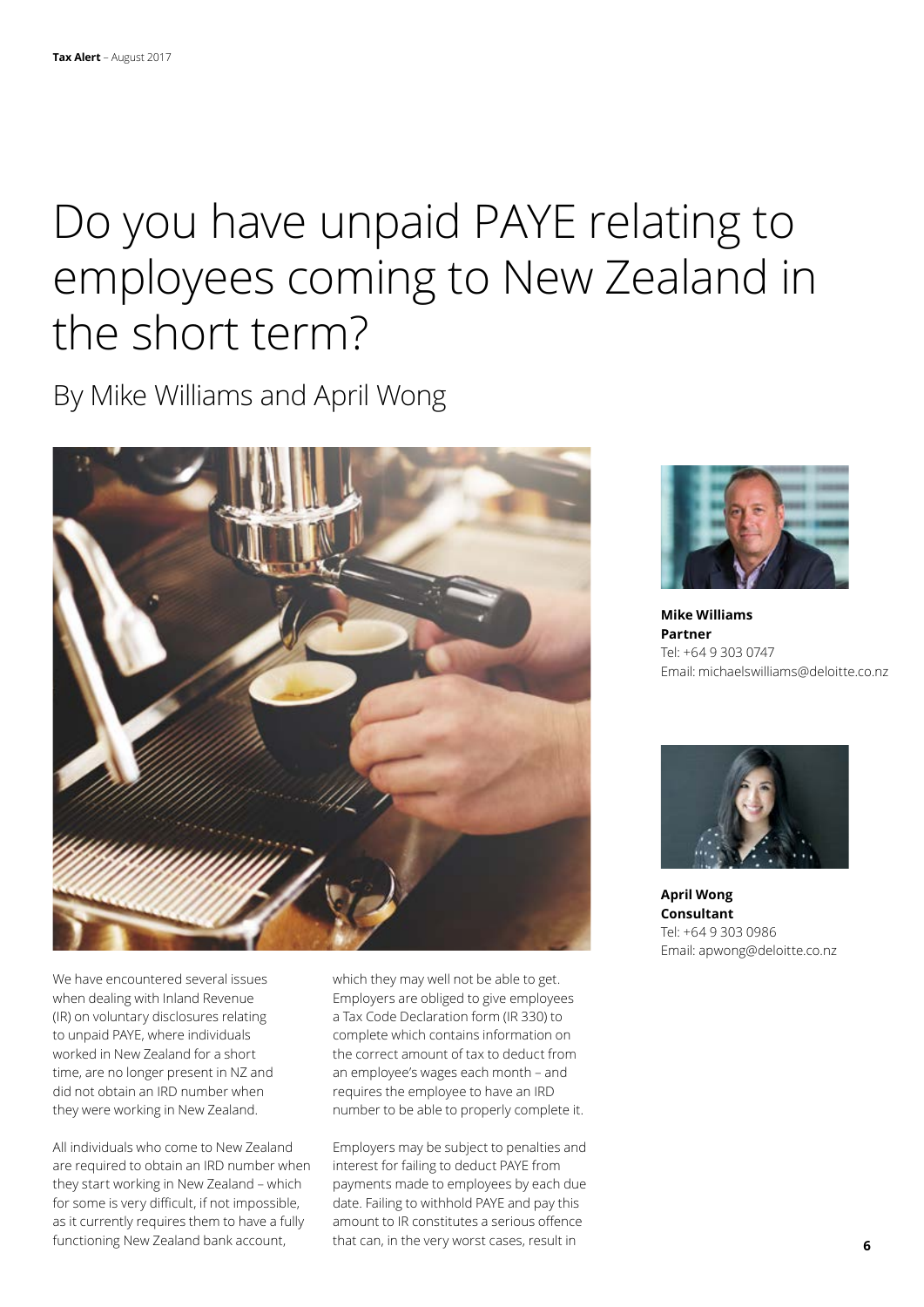# Do you have unpaid PAYE relating to employees coming to New Zealand in the short term?

By Mike Williams and April Wong

**Mike Williams**
**Partner**
Tel: +64 9 303 0747
Email: michaelswilliams@deloitte.co.nz

**April Wong**
**Consultant**
Tel: +64 9 303 0986
Email: apwong@deloitte.co.nz

We have encountered several issues when dealing with Inland Revenue (IR) on voluntary disclosures relating to unpaid PAYE, where individuals worked in New Zealand for a short time, are no longer present in NZ and did not obtain an IRD number when they were working in New Zealand.

All individuals who come to New Zealand are required to obtain an IRD number when they start working in New Zealand – which for some is very difficult, if not impossible, as it currently requires them to have a fully functioning New Zealand bank account, which they may well not be able to get. Employers are obliged to give employees a Tax Code Declaration form (IR 330) to complete which contains information on the correct amount of tax to deduct from an employee's wages each month – and requires the employee to have an IRD number to be able to properly complete it.

Employers may be subject to penalties and interest for failing to deduct PAYE from payments made to employees by each due date. Failing to withhold PAYE and pay this amount to IR constitutes a serious offence that can, in the very worst cases, result in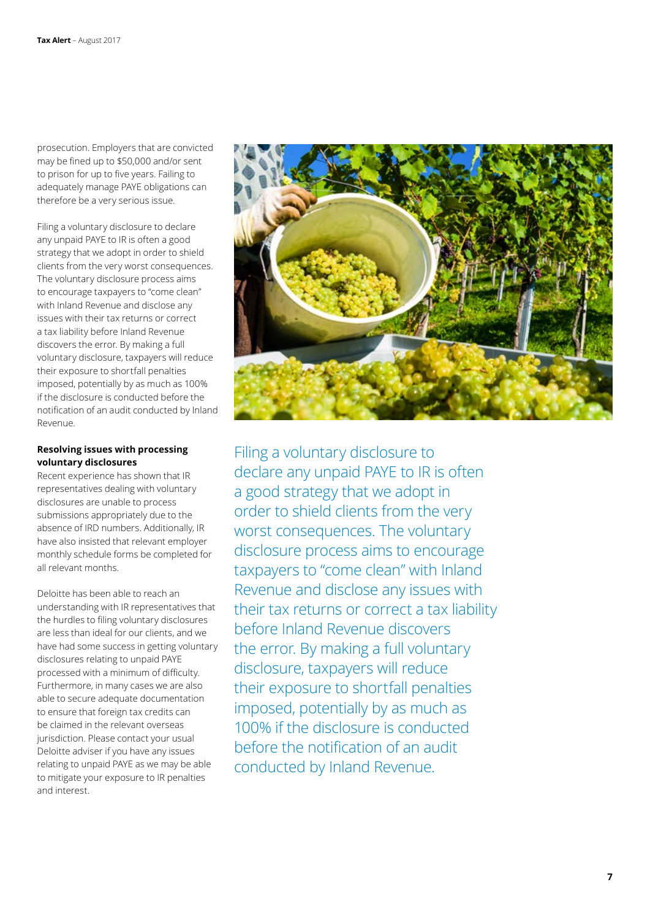prosecution. Employers that are convicted may be fined up to $50,000 and/or sent to prison for up to five years. Failing to adequately manage PAYE obligations can therefore be a very serious issue.

Filing a voluntary disclosure to declare any unpaid PAYE to IR is often a good strategy that we adopt in order to shield clients from the very worst consequences. The voluntary disclosure process aims to encourage taxpayers to "come clean" with Inland Revenue and disclose any issues with their tax returns or correct a tax liability before Inland Revenue discovers the error. By making a full voluntary disclosure, taxpayers will reduce their exposure to shortfall penalties imposed, potentially by as much as 100% if the disclosure is conducted before the notification of an audit conducted by Inland Revenue.

**Resolving issues with processing voluntary disclosures**

Recent experience has shown that IR representatives dealing with voluntary disclosures are unable to process submissions appropriately due to the absence of IRD numbers. Additionally, IR have also insisted that relevant employer monthly schedule forms be completed for all relevant months.

Deloitte has been able to reach an understanding with IR representatives that the hurdles to filing voluntary disclosures are less than ideal for our clients, and we have had some success in getting voluntary disclosures relating to unpaid PAYE processed with a minimum of difficulty. Furthermore, in many cases we are also able to secure adequate documentation to ensure that foreign tax credits can be claimed in the relevant overseas jurisdiction. Please contact your usual Deloitte adviser if you have any issues relating to unpaid PAYE as we may be able to mitigate your exposure to IR penalties and interest.

Filing a voluntary disclosure to declare any unpaid PAYE to IR is often a good strategy that we adopt in order to shield clients from the very worst consequences. The voluntary disclosure process aims to encourage taxpayers to "come clean" with Inland Revenue and disclose any issues with their tax returns or correct a tax liability before Inland Revenue discovers the error. By making a full voluntary disclosure, taxpayers will reduce their exposure to shortfall penalties imposed, potentially by as much as 100% if the disclosure is conducted before the notification of an audit conducted by Inland Revenue.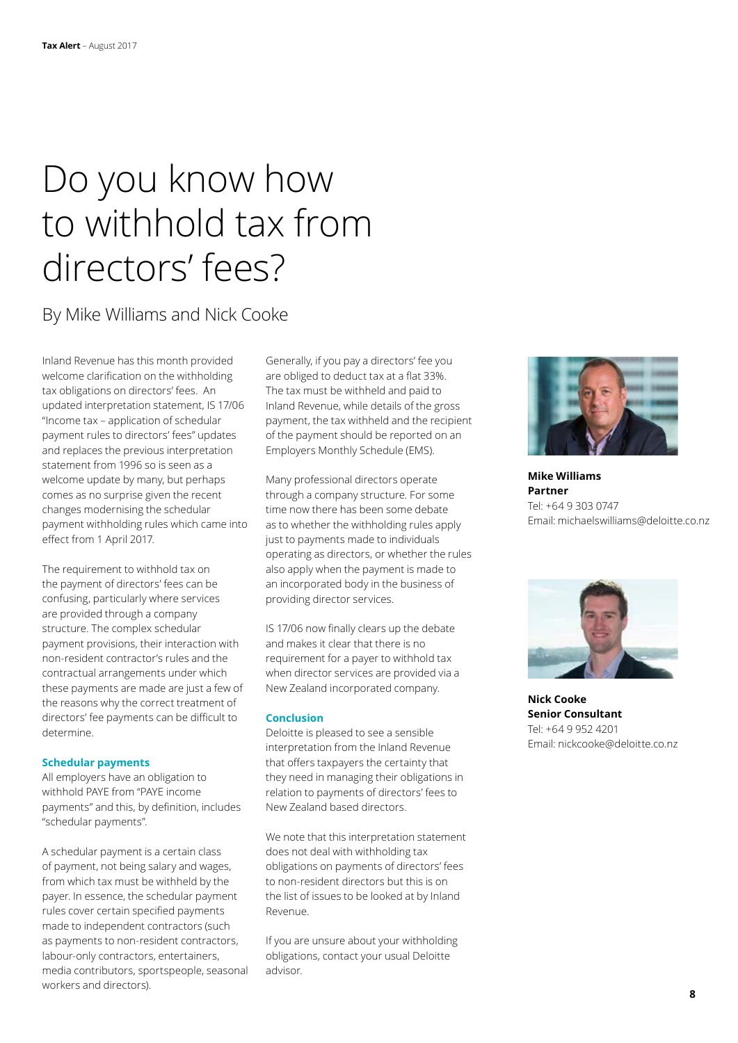# Do you know how to withhold tax from directors' fees?

By Mike Williams and Nick Cooke

Inland Revenue has this month provided welcome clarification on the withholding tax obligations on directors' fees. An updated interpretation statement, IS 17/06 "Income tax – application of schedular payment rules to directors' fees" updates and replaces the previous interpretation statement from 1996 so is seen as a welcome update by many, but perhaps comes as no surprise given the recent changes modernising the schedular payment withholding rules which came into effect from 1 April 2017.

The requirement to withhold tax on the payment of directors' fees can be confusing, particularly where services are provided through a company structure. The complex schedular payment provisions, their interaction with non-resident contractor's rules and the contractual arrangements under which these payments are made are just a few of the reasons why the correct treatment of directors' fee payments can be difficult to determine.

### Schedular payments

All employers have an obligation to withhold PAYE from "PAYE income payments" and this, by definition, includes "schedular payments".

A schedular payment is a certain class of payment, not being salary and wages, from which tax must be withheld by the payer. In essence, the schedular payment rules cover certain specified payments made to independent contractors (such as payments to non-resident contractors, labour-only contractors, entertainers, media contributors, sportspeople, seasonal workers and directors).

Generally, if you pay a directors' fee you are obliged to deduct tax at a flat 33%. The tax must be withheld and paid to Inland Revenue, while details of the gross payment, the tax withheld and the recipient of the payment should be reported on an Employers Monthly Schedule (EMS).

Many professional directors operate through a company structure. For some time now there has been some debate as to whether the withholding rules apply just to payments made to individuals operating as directors, or whether the rules also apply when the payment is made to an incorporated body in the business of providing director services.

IS 17/06 now finally clears up the debate and makes it clear that there is no requirement for a payer to withhold tax when director services are provided via a New Zealand incorporated company.

### Conclusion

Deloitte is pleased to see a sensible interpretation from the Inland Revenue that offers taxpayers the certainty that they need in managing their obligations in relation to payments of directors' fees to New Zealand based directors.

We note that this interpretation statement does not deal with withholding tax obligations on payments of directors' fees to non-resident directors but this is on the list of issues to be looked at by Inland Revenue.

If you are unsure about your withholding obligations, contact your usual Deloitte advisor.

**Mike Williams**
**Partner**
Tel: +64 9 303 0747
Email: michaelswilliams@deloitte.co.nz

**Nick Cooke**
**Senior Consultant**
Tel: +64 9 952 4201
Email: nickcooke@deloitte.co.nz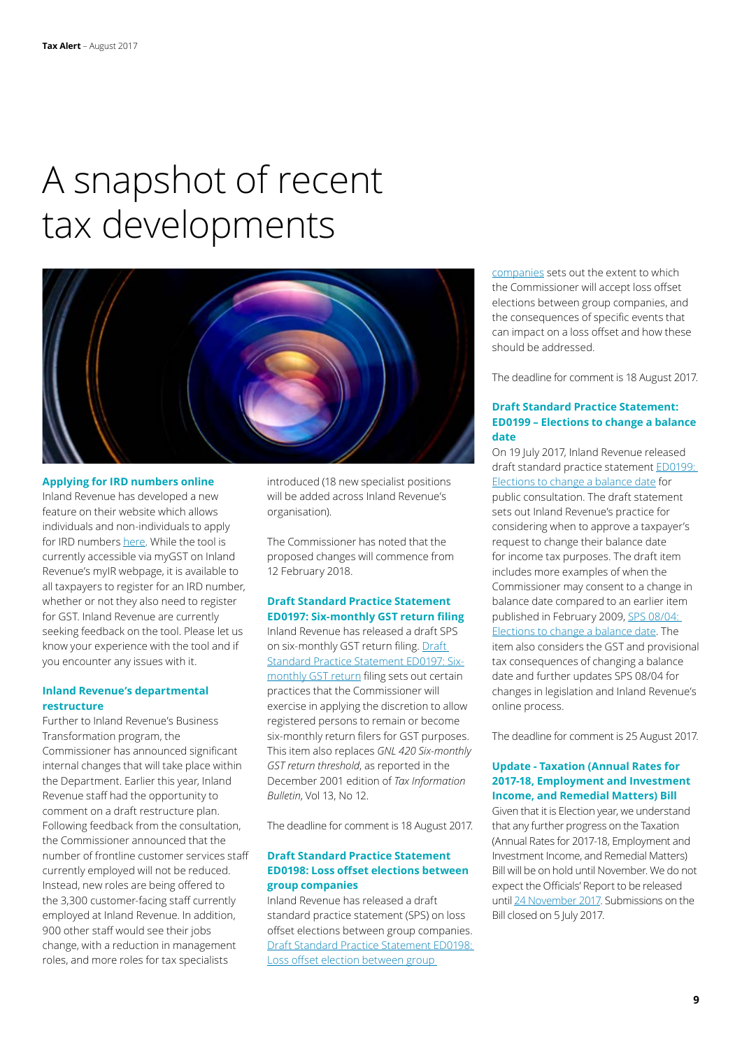# A snapshot of recent tax developments

### Applying for IRD numbers online

Inland Revenue has developed a new feature on their website which allows individuals and non-individuals to apply for IRD numbers here. While the tool is currently accessible via myGST on Inland Revenue's myIR webpage, it is available to all taxpayers to register for an IRD number, whether or not they also need to register for GST. Inland Revenue are currently seeking feedback on the tool. Please let us know your experience with the tool and if you encounter any issues with it.

### Inland Revenue's departmental restructure

Further to Inland Revenue's Business Transformation program, the Commissioner has announced significant internal changes that will take place within the Department. Earlier this year, Inland Revenue staff had the opportunity to comment on a draft restructure plan. Following feedback from the consultation, the Commissioner announced that the number of frontline customer services staff currently employed will not be reduced. Instead, new roles are being offered to the 3,300 customer-facing staff currently employed at Inland Revenue. In addition, 900 other staff would see their jobs change, with a reduction in management roles, and more roles for tax specialists introduced (18 new specialist positions will be added across Inland Revenue's organisation).

The Commissioner has noted that the proposed changes will commence from 12 February 2018.

### Draft Standard Practice Statement ED0197: Six-monthly GST return filing

Inland Revenue has released a draft SPS on six-monthly GST return filing. Draft Standard Practice Statement ED0197: Six-monthly GST return filing sets out certain practices that the Commissioner will exercise in applying the discretion to allow registered persons to remain or become six-monthly return filers for GST purposes. This item also replaces *GNL 420 Six-monthly GST return threshold*, as reported in the December 2001 edition of *Tax Information Bulletin*, Vol 13, No 12.

The deadline for comment is 18 August 2017.

### Draft Standard Practice Statement ED0198: Loss offset elections between group companies

Inland Revenue has released a draft standard practice statement (SPS) on loss offset elections between group companies. Draft Standard Practice Statement ED0198: Loss offset election between group companies sets out the extent to which the Commissioner will accept loss offset elections between group companies, and the consequences of specific events that can impact on a loss offset and how these should be addressed.

The deadline for comment is 18 August 2017.

### Draft Standard Practice Statement: ED0199 – Elections to change a balance date

On 19 July 2017, Inland Revenue released draft standard practice statement ED0199: Elections to change a balance date for public consultation. The draft statement sets out Inland Revenue's practice for considering when to approve a taxpayer's request to change their balance date for income tax purposes. The draft item includes more examples of when the Commissioner may consent to a change in balance date compared to an earlier item published in February 2009, SPS 08/04: Elections to change a balance date. The item also considers the GST and provisional tax consequences of changing a balance date and further updates SPS 08/04 for changes in legislation and Inland Revenue's online process.

The deadline for comment is 25 August 2017.

### Update - Taxation (Annual Rates for 2017-18, Employment and Investment Income, and Remedial Matters) Bill

Given that it is Election year, we understand that any further progress on the Taxation (Annual Rates for 2017-18, Employment and Investment Income, and Remedial Matters) Bill will be on hold until November. We do not expect the Officials' Report to be released until 24 November 2017. Submissions on the Bill closed on 5 July 2017.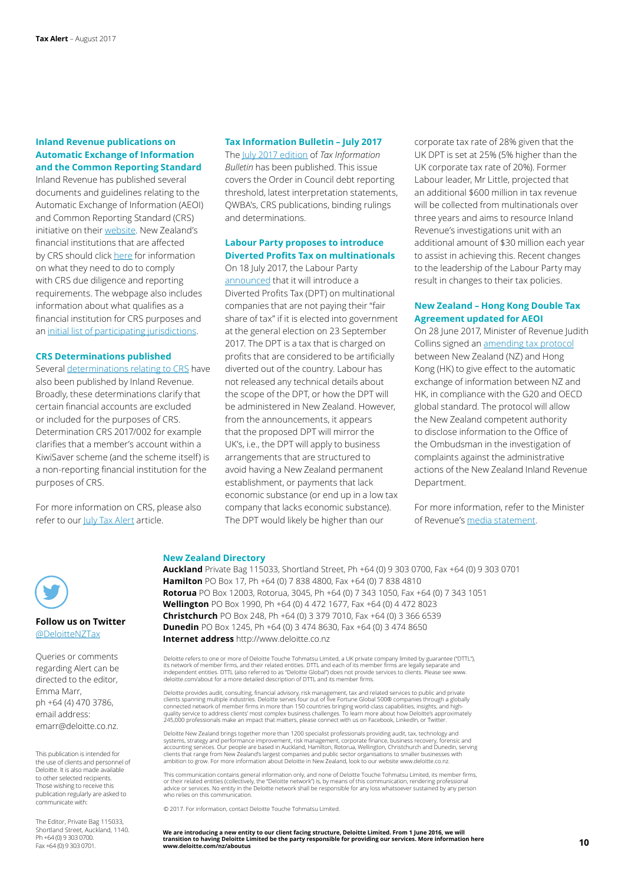### Inland Revenue publications on Automatic Exchange of Information and the Common Reporting Standard

Inland Revenue has published several documents and guidelines relating to the Automatic Exchange of Information (AEOI) and Common Reporting Standard (CRS) initiative on their website. New Zealand's financial institutions that are affected by CRS should click here for information on what they need to do to comply with CRS due diligence and reporting requirements. The webpage also includes information about what qualifies as a financial institution for CRS purposes and an initial list of participating jurisdictions.

### CRS Determinations published

Several determinations relating to CRS have also been published by Inland Revenue. Broadly, these determinations clarify that certain financial accounts are excluded or included for the purposes of CRS. Determination CRS 2017/002 for example clarifies that a member's account within a KiwiSaver scheme (and the scheme itself) is a non-reporting financial institution for the purposes of CRS.

For more information on CRS, please also refer to our July Tax Alert article.

### Tax Information Bulletin – July 2017

The July 2017 edition of *Tax Information Bulletin* has been published. This issue covers the Order in Council debt reporting threshold, latest interpretation statements, QWBA's, CRS publications, binding rulings and determinations.

### Labour Party proposes to introduce Diverted Profits Tax on multinationals

On 18 July 2017, the Labour Party announced that it will introduce a Diverted Profits Tax (DPT) on multinational companies that are not paying their "fair share of tax" if it is elected into government at the general election on 23 September 2017. The DPT is a tax that is charged on profits that are considered to be artificially diverted out of the country. Labour has not released any technical details about the scope of the DPT, or how the DPT will be administered in New Zealand. However, from the announcements, it appears that the proposed DPT will mirror the UK's, i.e., the DPT will apply to business arrangements that are structured to avoid having a New Zealand permanent establishment, or payments that lack economic substance (or end up in a low tax company that lacks economic substance). The DPT would likely be higher than our corporate tax rate of 28% given that the UK DPT is set at 25% (5% higher than the UK corporate tax rate of 20%). Former Labour leader, Mr Little, projected that an additional $600 million in tax revenue will be collected from multinationals over three years and aims to resource Inland Revenue's investigations unit with an additional amount of $30 million each year to assist in achieving this. Recent changes to the leadership of the Labour Party may result in changes to their tax policies.

### New Zealand – Hong Kong Double Tax Agreement updated for AEOI

On 28 June 2017, Minister of Revenue Judith Collins signed an amending tax protocol between New Zealand (NZ) and Hong Kong (HK) to give effect to the automatic exchange of information between NZ and HK, in compliance with the G20 and OECD global standard. The protocol will allow the New Zealand competent authority to disclose information to the Office of the Ombudsman in the investigation of complaints against the administrative actions of the New Zealand Inland Revenue Department.

For more information, refer to the Minister of Revenue's media statement.

**Follow us on Twitter**
@DeloitteNZTax

Queries or comments regarding Alert can be directed to the editor, Emma Marr, ph +64 (4) 470 3786, email address: emarr@deloitte.co.nz.

This publication is intended for the use of clients and personnel of Deloitte. It is also made available to other selected recipients. Those wishing to receive this publication regularly are asked to communicate with:

The Editor, Private Bag 115033, Shortland Street, Auckland, 1140. Ph +64 (0) 9 303 0700. Fax +64 (0) 9 303 0701.

### New Zealand Directory

**Auckland** Private Bag 115033, Shortland Street, Ph +64 (0) 9 303 0700, Fax +64 (0) 9 303 0701
**Hamilton** PO Box 17, Ph +64 (0) 7 838 4800, Fax +64 (0) 7 838 4810
**Rotorua** PO Box 12003, Rotorua, 3045, Ph +64 (0) 7 343 1050, Fax +64 (0) 7 343 1051
**Wellington** PO Box 1990, Ph +64 (0) 4 472 1677, Fax +64 (0) 4 472 8023
**Christchurch** PO Box 248, Ph +64 (0) 3 379 7010, Fax +64 (0) 3 366 6539
**Dunedin** PO Box 1245, Ph +64 (0) 3 474 8630, Fax +64 (0) 3 474 8650
**Internet address** http://www.deloitte.co.nz

Deloitte refers to one or more of Deloitte Touche Tohmatsu Limited, a UK private company limited by guarantee ("DTTL"), its network of member firms, and their related entities. DTTL and each of its member firms are legally separate and independent entities. DTTL (also referred to as "Deloitte Global") does not provide services to clients. Please see www.deloitte.com/about for a more detailed description of DTTL and its member firms.

Deloitte provides audit, consulting, financial advisory, risk management, tax and related services to public and private clients spanning multiple industries. Deloitte serves four out of five Fortune Global 500® companies through a globally connected network of member firms in more than 150 countries bringing world-class capabilities, insights, and high-quality service to address clients' most complex business challenges. To learn more about how Deloitte's approximately 245,000 professionals make an impact that matters, please connect with us on Facebook, LinkedIn, or Twitter.

Deloitte New Zealand brings together more than 1200 specialist professionals providing audit, tax, technology and systems, strategy and performance improvement, risk management, corporate finance, business recovery, forensic and accounting services. Our people are based in Auckland, Hamilton, Rotorua, Wellington, Christchurch and Dunedin, serving clients that range from New Zealand's largest companies and public sector organisations to smaller businesses with ambition to grow. For more information about Deloitte in New Zealand, look to our website www.deloitte.co.nz.

This communication contains general information only, and none of Deloitte Touche Tohmatsu Limited, its member firms, or their related entities (collectively, the "Deloitte network") is, by means of this communication, rendering professional advice or services. No entity in the Deloitte network shall be responsible for any loss whatsoever sustained by any person who relies on this communication.

© 2017. For information, contact Deloitte Touche Tohmatsu Limited.

**We are introducing a new entity to our client facing structure, Deloitte Limited. From 1 June 2016, we will transition to having Deloitte Limited be the party responsible for providing our services. More information here www.deloitte.com/nz/aboutus**